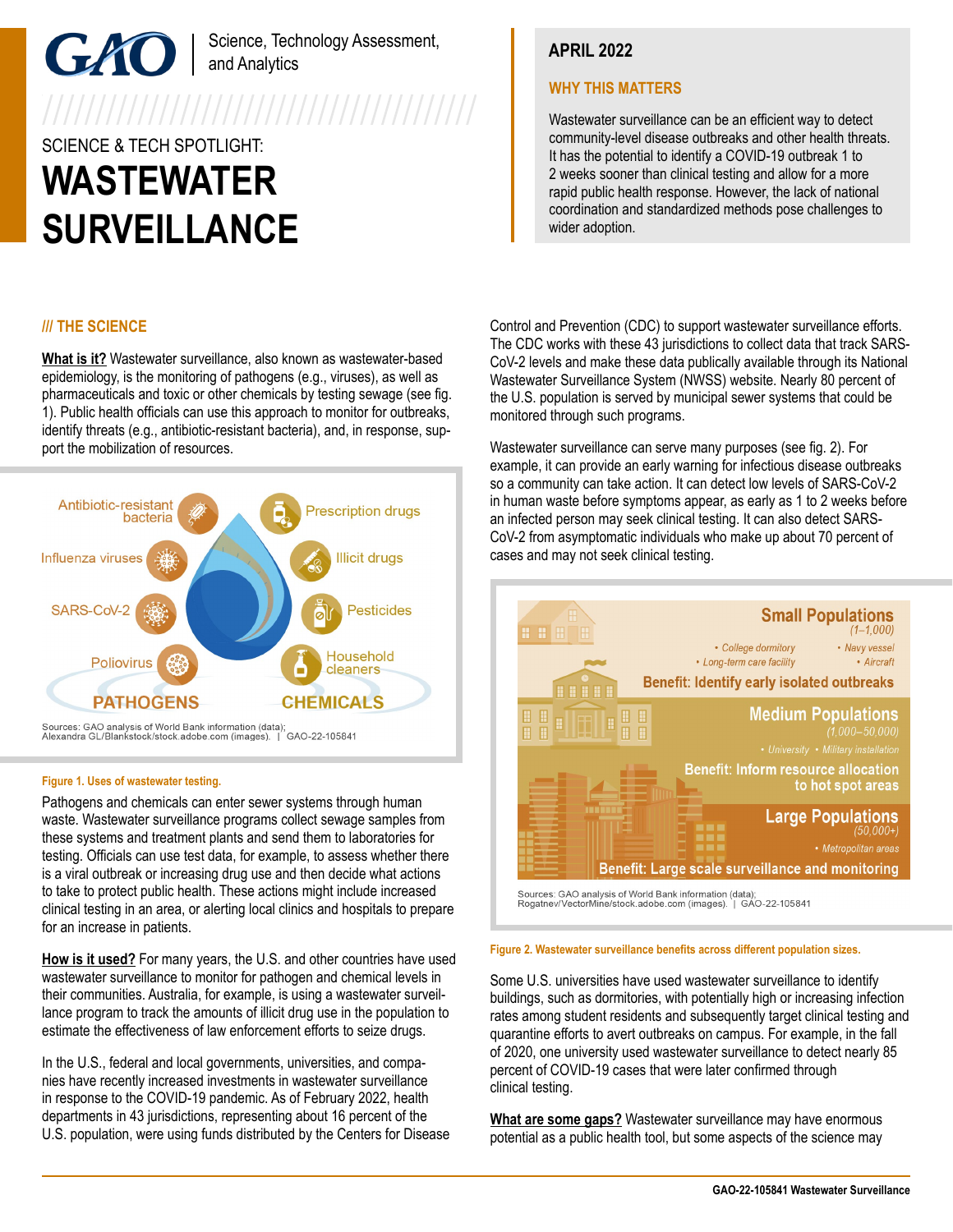GAO | Science, Technology Assessment, and Analytics

SCIENCE & TECH SPOTLIGHT:

# WASTEWATER SURVEILLANCE

**APRIL 2022**

**WHY THIS MATTERS**

Wastewater surveillance can be an efficient way to detect community-level disease outbreaks and other health threats. It has the potential to identify a COVID-19 outbreak 1 to 2 weeks sooner than clinical testing and allow for a more rapid public health response. However, the lack of national coordination and standardized methods pose challenges to wider adoption.

## /// THE SCIENCE

**What is it?** Wastewater surveillance, also known as wastewater-based epidemiology, is the monitoring of pathogens (e.g., viruses), as well as pharmaceuticals and toxic or other chemicals by testing sewage (see fig. 1). Public health officials can use this approach to monitor for outbreaks, identify threats (e.g., antibiotic-resistant bacteria), and, in response, support the mobilization of resources.

Antibiotic-resistant bacteria, Influenza viruses, SARS-CoV-2, Poliovirus — PATHOGENS

Prescription drugs, Illicit drugs, Pesticides, Household cleaners — CHEMICALS

Sources: GAO analysis of World Bank information (data); Alexandra GL/Blankstock/stock.adobe.com (images). | GAO-22-105841

**Figure 1. Uses of wastewater testing.**

Pathogens and chemicals can enter sewer systems through human waste. Wastewater surveillance programs collect sewage samples from these systems and treatment plants and send them to laboratories for testing. Officials can use test data, for example, to assess whether there is a viral outbreak or increasing drug use and then decide what actions to take to protect public health. These actions might include increased clinical testing in an area, or alerting local clinics and hospitals to prepare for an increase in patients.

**How is it used?** For many years, the U.S. and other countries have used wastewater surveillance to monitor for pathogen and chemical levels in their communities. Australia, for example, is using a wastewater surveillance program to track the amounts of illicit drug use in the population to estimate the effectiveness of law enforcement efforts to seize drugs.

In the U.S., federal and local governments, universities, and companies have recently increased investments in wastewater surveillance in response to the COVID-19 pandemic. As of February 2022, health departments in 43 jurisdictions, representing about 16 percent of the U.S. population, were using funds distributed by the Centers for Disease Control and Prevention (CDC) to support wastewater surveillance efforts. The CDC works with these 43 jurisdictions to collect data that track SARS-CoV-2 levels and make these data publically available through its National Wastewater Surveillance System (NWSS) website. Nearly 80 percent of the U.S. population is served by municipal sewer systems that could be monitored through such programs.

Wastewater surveillance can serve many purposes (see fig. 2). For example, it can provide an early warning for infectious disease outbreaks so a community can take action. It can detect low levels of SARS-CoV-2 in human waste before symptoms appear, as early as 1 to 2 weeks before an infected person may seek clinical testing. It can also detect SARS-CoV-2 from asymptomatic individuals who make up about 70 percent of cases and may not seek clinical testing.

**Small Populations** (1–1,000)
- College dormitory
- Navy vessel
- Long-term care facility
- Aircraft

Benefit: Identify early isolated outbreaks

**Medium Populations** (1,000–50,000)
- University
- Military installation

Benefit: Inform resource allocation to hot spot areas

**Large Populations** (50,000+)
- Metropolitan areas

Benefit: Large scale surveillance and monitoring

Sources: GAO analysis of World Bank information (data); Rogatnev/VectorMine/stock.adobe.com (images). | GAO-22-105841

**Figure 2. Wastewater surveillance benefits across different population sizes.**

Some U.S. universities have used wastewater surveillance to identify buildings, such as dormitories, with potentially high or increasing infection rates among student residents and subsequently target clinical testing and quarantine efforts to avert outbreaks on campus. For example, in the fall of 2020, one university used wastewater surveillance to detect nearly 85 percent of COVID-19 cases that were later confirmed through clinical testing.

**What are some gaps?** Wastewater surveillance may have enormous potential as a public health tool, but some aspects of the science may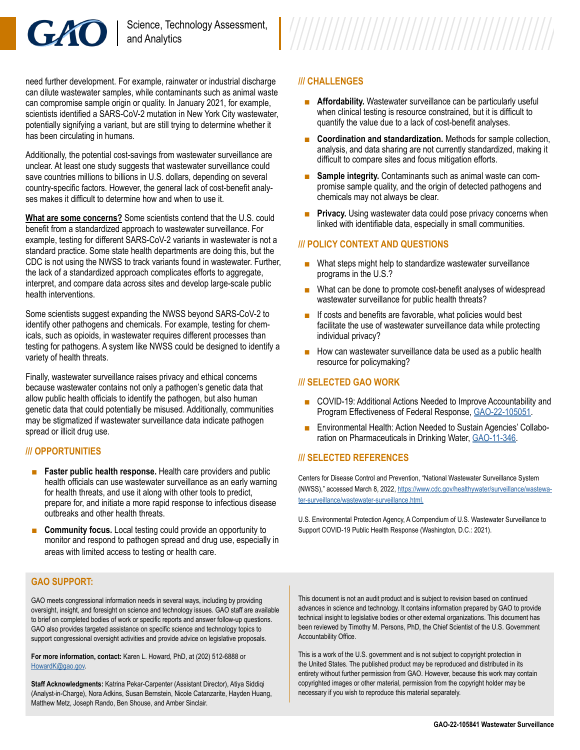need further development. For example, rainwater or industrial discharge can dilute wastewater samples, while contaminants such as animal waste can compromise sample origin or quality. In January 2021, for example, scientists identified a SARS-CoV-2 mutation in New York City wastewater, potentially signifying a variant, but are still trying to determine whether it has been circulating in humans.

Additionally, the potential cost-savings from wastewater surveillance are unclear. At least one study suggests that wastewater surveillance could save countries millions to billions in U.S. dollars, depending on several country-specific factors. However, the general lack of cost-benefit analyses makes it difficult to determine how and when to use it.

**What are some concerns?** Some scientists contend that the U.S. could benefit from a standardized approach to wastewater surveillance. For example, testing for different SARS-CoV-2 variants in wastewater is not a standard practice. Some state health departments are doing this, but the CDC is not using the NWSS to track variants found in wastewater. Further, the lack of a standardized approach complicates efforts to aggregate, interpret, and compare data across sites and develop large-scale public health interventions.

Some scientists suggest expanding the NWSS beyond SARS-CoV-2 to identify other pathogens and chemicals. For example, testing for chemicals, such as opioids, in wastewater requires different processes than testing for pathogens. A system like NWSS could be designed to identify a variety of health threats.

Finally, wastewater surveillance raises privacy and ethical concerns because wastewater contains not only a pathogen's genetic data that allow public health officials to identify the pathogen, but also human genetic data that could potentially be misused. Additionally, communities may be stigmatized if wastewater surveillance data indicate pathogen spread or illicit drug use.

## /// OPPORTUNITIES

- **Faster public health response.** Health care providers and public health officials can use wastewater surveillance as an early warning for health threats, and use it along with other tools to predict, prepare for, and initiate a more rapid response to infectious disease outbreaks and other health threats.
- **Community focus.** Local testing could provide an opportunity to monitor and respond to pathogen spread and drug use, especially in areas with limited access to testing or health care.

## /// CHALLENGES

- **Affordability.** Wastewater surveillance can be particularly useful when clinical testing is resource constrained, but it is difficult to quantify the value due to a lack of cost-benefit analyses.
- **Coordination and standardization.** Methods for sample collection, analysis, and data sharing are not currently standardized, making it difficult to compare sites and focus mitigation efforts.
- **Sample integrity.** Contaminants such as animal waste can compromise sample quality, and the origin of detected pathogens and chemicals may not always be clear.
- **Privacy.** Using wastewater data could pose privacy concerns when linked with identifiable data, especially in small communities.

## /// POLICY CONTEXT AND QUESTIONS

- What steps might help to standardize wastewater surveillance programs in the U.S.?
- What can be done to promote cost-benefit analyses of widespread wastewater surveillance for public health threats?
- If costs and benefits are favorable, what policies would best facilitate the use of wastewater surveillance data while protecting individual privacy?
- How can wastewater surveillance data be used as a public health resource for policymaking?

## /// SELECTED GAO WORK

- COVID-19: Additional Actions Needed to Improve Accountability and Program Effectiveness of Federal Response, GAO-22-105051.
- Environmental Health: Action Needed to Sustain Agencies' Collaboration on Pharmaceuticals in Drinking Water, GAO-11-346.

## /// SELECTED REFERENCES

Centers for Disease Control and Prevention, "National Wastewater Surveillance System (NWSS)," accessed March 8, 2022, https://www.cdc.gov/healthywater/surveillance/wastewater-surveillance/wastewater-surveillance.html.

U.S. Environmental Protection Agency, A Compendium of U.S. Wastewater Surveillance to Support COVID-19 Public Health Response (Washington, D.C.: 2021).

## GAO SUPPORT:

GAO meets congressional information needs in several ways, including by providing oversight, insight, and foresight on science and technology issues. GAO staff are available to brief on completed bodies of work or specific reports and answer follow-up questions. GAO also provides targeted assistance on specific science and technology topics to support congressional oversight activities and provide advice on legislative proposals.

**For more information, contact:** Karen L. Howard, PhD, at (202) 512-6888 or HowardK@gao.gov.

**Staff Acknowledgments:** Katrina Pekar-Carpenter (Assistant Director), Atiya Siddiqi (Analyst-in-Charge), Nora Adkins, Susan Bernstein, Nicole Catanzarite, Hayden Huang, Matthew Metz, Joseph Rando, Ben Shouse, and Amber Sinclair.

This document is not an audit product and is subject to revision based on continued advances in science and technology. It contains information prepared by GAO to provide technical insight to legislative bodies or other external organizations. This document has been reviewed by Timothy M. Persons, PhD, the Chief Scientist of the U.S. Government Accountability Office.

This is a work of the U.S. government and is not subject to copyright protection in the United States. The published product may be reproduced and distributed in its entirety without further permission from GAO. However, because this work may contain copyrighted images or other material, permission from the copyright holder may be necessary if you wish to reproduce this material separately.